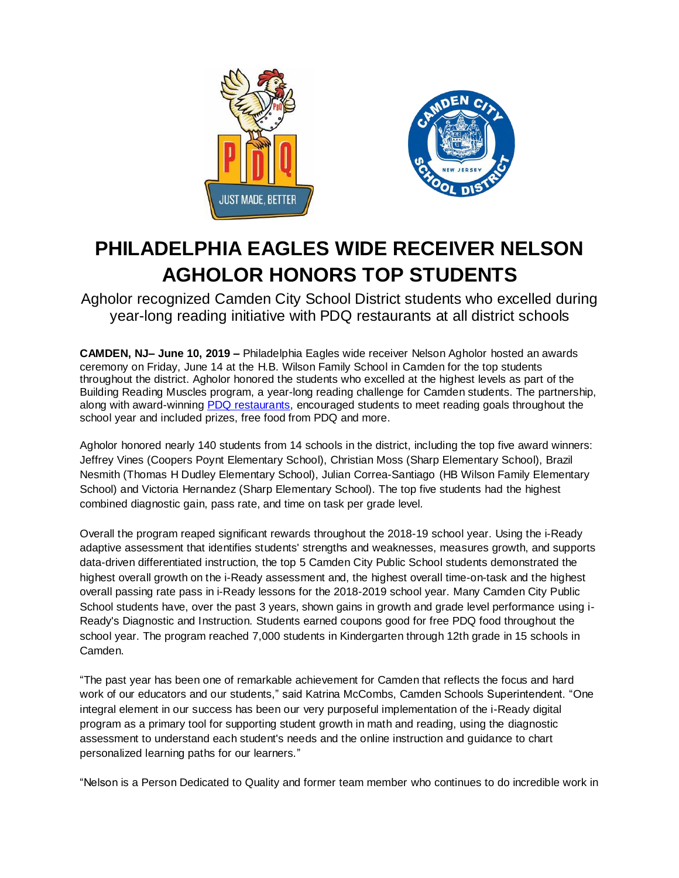# PHILADELPHIA EAGLES WIDE RECEIVER NELSON AGHOLOR HONORS TOP STUDENTS

Agholor recognized Camden City School District students who excelled during year-long reading initiative with PDQ restaurants at all district schools

**CAMDEN, NJ– June 10, 2019 –** Philadelphia Eagles wide receiver Nelson Agholor hosted an awards ceremony on Friday, June 14 at the H.B. Wilson Family School in Camden for the top students throughout the district. Agholor honored the students who excelled at the highest levels as part of the Building Reading Muscles program, a year-long reading challenge for Camden students. The partnership, along with award-winning PDQ restaurants, encouraged students to meet reading goals throughout the school year and included prizes, free food from PDQ and more.

Agholor honored nearly 140 students from 14 schools in the district, including the top five award winners: Jeffrey Vines (Coopers Poynt Elementary School), Christian Moss (Sharp Elementary School), Brazil Nesmith (Thomas H Dudley Elementary School), Julian Correa-Santiago (HB Wilson Family Elementary School) and Victoria Hernandez (Sharp Elementary School). The top five students had the highest combined diagnostic gain, pass rate, and time on task per grade level.

Overall the program reaped significant rewards throughout the 2018-19 school year. Using the i-Ready adaptive assessment that identifies students' strengths and weaknesses, measures growth, and supports data-driven differentiated instruction, the top 5 Camden City Public School students demonstrated the highest overall growth on the i-Ready assessment and, the highest overall time-on-task and the highest overall passing rate pass in i-Ready lessons for the 2018-2019 school year. Many Camden City Public School students have, over the past 3 years, shown gains in growth and grade level performance using i-Ready's Diagnostic and Instruction. Students earned coupons good for free PDQ food throughout the school year. The program reached 7,000 students in Kindergarten through 12th grade in 15 schools in Camden.

"The past year has been one of remarkable achievement for Camden that reflects the focus and hard work of our educators and our students," said Katrina McCombs, Camden Schools Superintendent. "One integral element in our success has been our very purposeful implementation of the i-Ready digital program as a primary tool for supporting student growth in math and reading, using the diagnostic assessment to understand each student's needs and the online instruction and guidance to chart personalized learning paths for our learners."

"Nelson is a Person Dedicated to Quality and former team member who continues to do incredible work in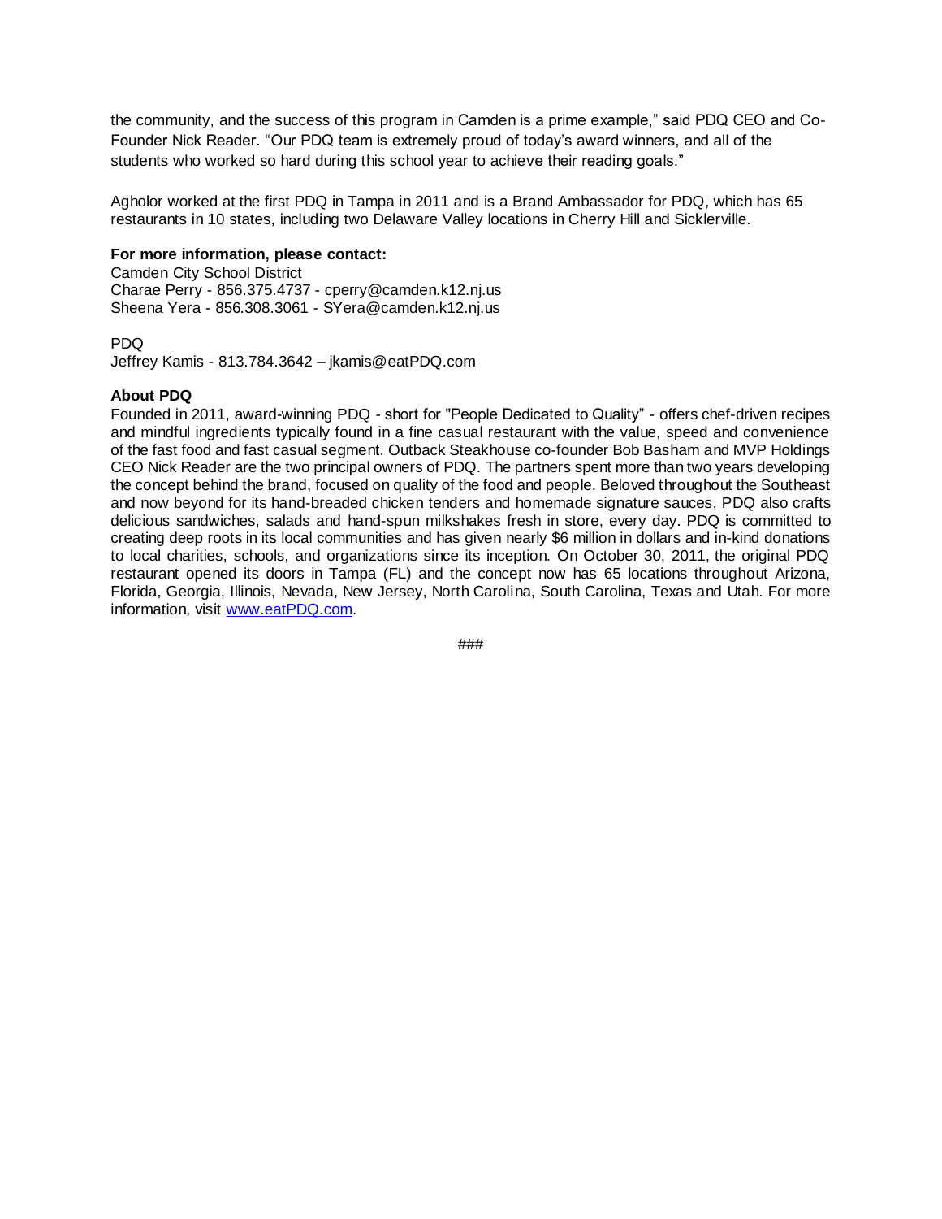the community, and the success of this program in Camden is a prime example," said PDQ CEO and Co-Founder Nick Reader. "Our PDQ team is extremely proud of today's award winners, and all of the students who worked so hard during this school year to achieve their reading goals."

Agholor worked at the first PDQ in Tampa in 2011 and is a Brand Ambassador for PDQ, which has 65 restaurants in 10 states, including two Delaware Valley locations in Cherry Hill and Sicklerville.

**For more information, please contact:**
Camden City School District
Charae Perry - 856.375.4737 - cperry@camden.k12.nj.us
Sheena Yera - 856.308.3061 - SYera@camden.k12.nj.us

PDQ
Jeffrey Kamis - 813.784.3642 – jkamis@eatPDQ.com

**About PDQ**
Founded in 2011, award-winning PDQ - short for "People Dedicated to Quality" - offers chef-driven recipes and mindful ingredients typically found in a fine casual restaurant with the value, speed and convenience of the fast food and fast casual segment. Outback Steakhouse co-founder Bob Basham and MVP Holdings CEO Nick Reader are the two principal owners of PDQ. The partners spent more than two years developing the concept behind the brand, focused on quality of the food and people. Beloved throughout the Southeast and now beyond for its hand-breaded chicken tenders and homemade signature sauces, PDQ also crafts delicious sandwiches, salads and hand-spun milkshakes fresh in store, every day. PDQ is committed to creating deep roots in its local communities and has given nearly $6 million in dollars and in-kind donations to local charities, schools, and organizations since its inception. On October 30, 2011, the original PDQ restaurant opened its doors in Tampa (FL) and the concept now has 65 locations throughout Arizona, Florida, Georgia, Illinois, Nevada, New Jersey, North Carolina, South Carolina, Texas and Utah. For more information, visit [www.eatPDQ.com](http://www.eatPDQ.com).

###